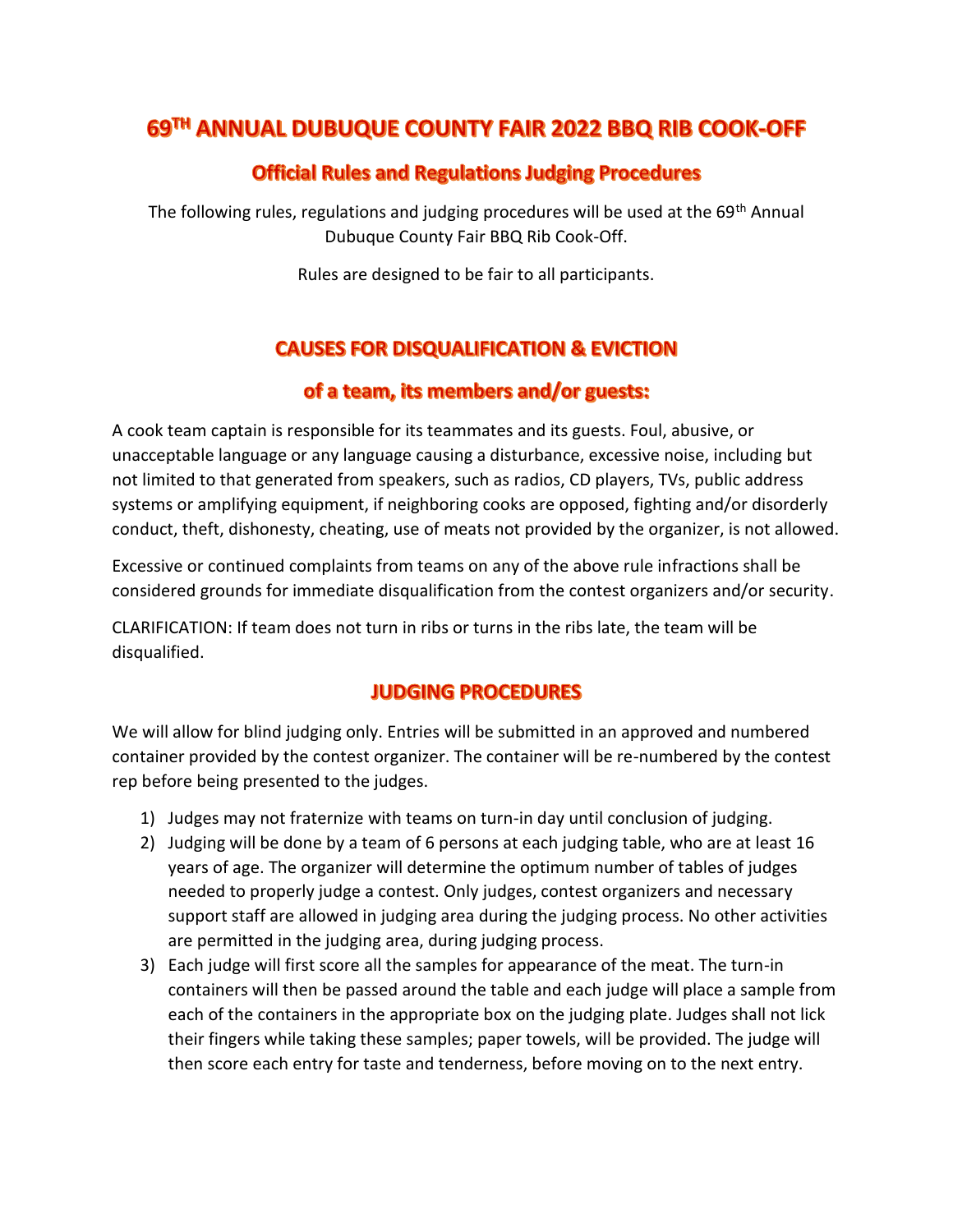# 69TH ANNUAL DUBUQUE COUNTY FAIR 2022 BBQ RIB COOK-OFF

## Official Rules and Regulations Judging Procedures

The following rules, regulations and judging procedures will be used at the 69th Annual Dubuque County Fair BBQ Rib Cook-Off.

Rules are designed to be fair to all participants.

## CAUSES FOR DISQUALIFICATION & EVICTION

## of a team, its members and/or guests:

A cook team captain is responsible for its teammates and its guests. Foul, abusive, or unacceptable language or any language causing a disturbance, excessive noise, including but not limited to that generated from speakers, such as radios, CD players, TVs, public address systems or amplifying equipment, if neighboring cooks are opposed, fighting and/or disorderly conduct, theft, dishonesty, cheating, use of meats not provided by the organizer, is not allowed.

Excessive or continued complaints from teams on any of the above rule infractions shall be considered grounds for immediate disqualification from the contest organizers and/or security.

CLARIFICATION: If team does not turn in ribs or turns in the ribs late, the team will be disqualified.

## JUDGING PROCEDURES

We will allow for blind judging only. Entries will be submitted in an approved and numbered container provided by the contest organizer. The container will be re-numbered by the contest rep before being presented to the judges.

1) Judges may not fraternize with teams on turn-in day until conclusion of judging.
2) Judging will be done by a team of 6 persons at each judging table, who are at least 16 years of age. The organizer will determine the optimum number of tables of judges needed to properly judge a contest. Only judges, contest organizers and necessary support staff are allowed in judging area during the judging process. No other activities are permitted in the judging area, during judging process.
3) Each judge will first score all the samples for appearance of the meat. The turn-in containers will then be passed around the table and each judge will place a sample from each of the containers in the appropriate box on the judging plate. Judges shall not lick their fingers while taking these samples; paper towels, will be provided. The judge will then score each entry for taste and tenderness, before moving on to the next entry.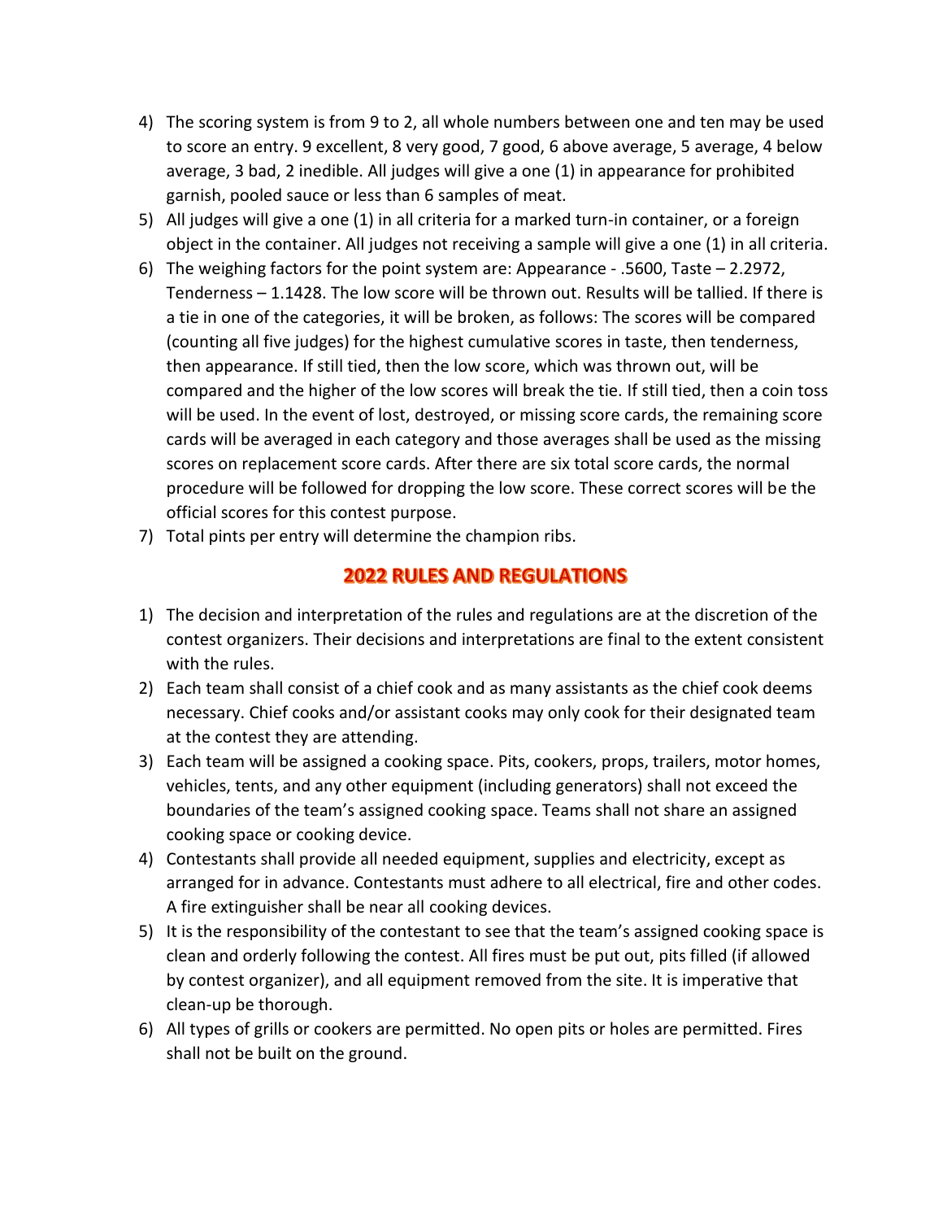4) The scoring system is from 9 to 2, all whole numbers between one and ten may be used to score an entry. 9 excellent, 8 very good, 7 good, 6 above average, 5 average, 4 below average, 3 bad, 2 inedible. All judges will give a one (1) in appearance for prohibited garnish, pooled sauce or less than 6 samples of meat.
5) All judges will give a one (1) in all criteria for a marked turn-in container, or a foreign object in the container. All judges not receiving a sample will give a one (1) in all criteria.
6) The weighing factors for the point system are: Appearance - .5600, Taste – 2.2972, Tenderness – 1.1428. The low score will be thrown out. Results will be tallied. If there is a tie in one of the categories, it will be broken, as follows: The scores will be compared (counting all five judges) for the highest cumulative scores in taste, then tenderness, then appearance. If still tied, then the low score, which was thrown out, will be compared and the higher of the low scores will break the tie. If still tied, then a coin toss will be used. In the event of lost, destroyed, or missing score cards, the remaining score cards will be averaged in each category and those averages shall be used as the missing scores on replacement score cards. After there are six total score cards, the normal procedure will be followed for dropping the low score. These correct scores will be the official scores for this contest purpose.
7) Total pints per entry will determine the champion ribs.

## 2022 RULES AND REGULATIONS

1) The decision and interpretation of the rules and regulations are at the discretion of the contest organizers. Their decisions and interpretations are final to the extent consistent with the rules.
2) Each team shall consist of a chief cook and as many assistants as the chief cook deems necessary. Chief cooks and/or assistant cooks may only cook for their designated team at the contest they are attending.
3) Each team will be assigned a cooking space. Pits, cookers, props, trailers, motor homes, vehicles, tents, and any other equipment (including generators) shall not exceed the boundaries of the team's assigned cooking space. Teams shall not share an assigned cooking space or cooking device.
4) Contestants shall provide all needed equipment, supplies and electricity, except as arranged for in advance. Contestants must adhere to all electrical, fire and other codes. A fire extinguisher shall be near all cooking devices.
5) It is the responsibility of the contestant to see that the team's assigned cooking space is clean and orderly following the contest. All fires must be put out, pits filled (if allowed by contest organizer), and all equipment removed from the site. It is imperative that clean-up be thorough.
6) All types of grills or cookers are permitted. No open pits or holes are permitted. Fires shall not be built on the ground.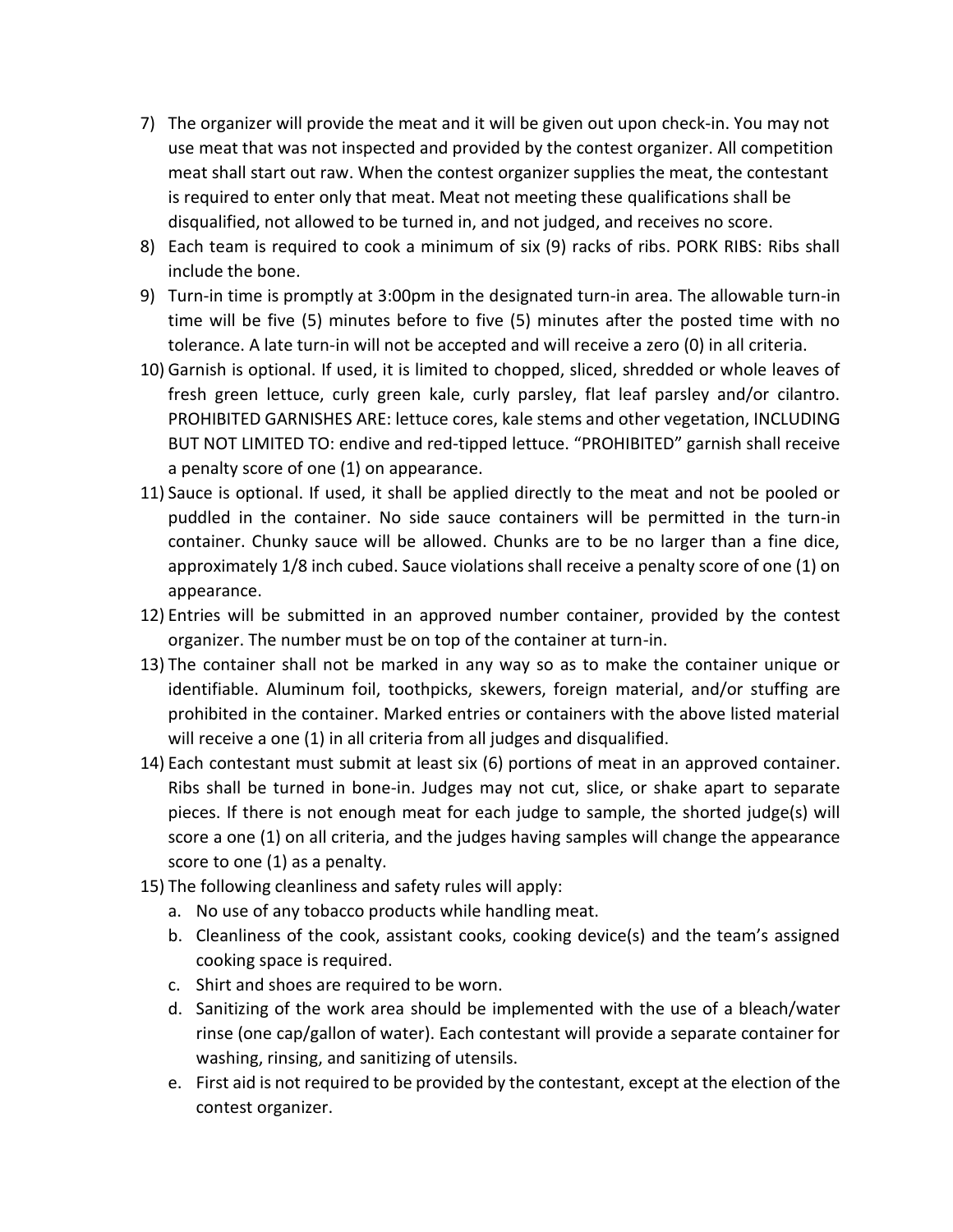7) The organizer will provide the meat and it will be given out upon check-in. You may not use meat that was not inspected and provided by the contest organizer. All competition meat shall start out raw. When the contest organizer supplies the meat, the contestant is required to enter only that meat. Meat not meeting these qualifications shall be disqualified, not allowed to be turned in, and not judged, and receives no score.
8) Each team is required to cook a minimum of six (9) racks of ribs. PORK RIBS: Ribs shall include the bone.
9) Turn-in time is promptly at 3:00pm in the designated turn-in area. The allowable turn-in time will be five (5) minutes before to five (5) minutes after the posted time with no tolerance. A late turn-in will not be accepted and will receive a zero (0) in all criteria.
10) Garnish is optional. If used, it is limited to chopped, sliced, shredded or whole leaves of fresh green lettuce, curly green kale, curly parsley, flat leaf parsley and/or cilantro. PROHIBITED GARNISHES ARE: lettuce cores, kale stems and other vegetation, INCLUDING BUT NOT LIMITED TO: endive and red-tipped lettuce. "PROHIBITED" garnish shall receive a penalty score of one (1) on appearance.
11) Sauce is optional. If used, it shall be applied directly to the meat and not be pooled or puddled in the container. No side sauce containers will be permitted in the turn-in container. Chunky sauce will be allowed. Chunks are to be no larger than a fine dice, approximately 1/8 inch cubed. Sauce violations shall receive a penalty score of one (1) on appearance.
12) Entries will be submitted in an approved number container, provided by the contest organizer. The number must be on top of the container at turn-in.
13) The container shall not be marked in any way so as to make the container unique or identifiable. Aluminum foil, toothpicks, skewers, foreign material, and/or stuffing are prohibited in the container. Marked entries or containers with the above listed material will receive a one (1) in all criteria from all judges and disqualified.
14) Each contestant must submit at least six (6) portions of meat in an approved container. Ribs shall be turned in bone-in. Judges may not cut, slice, or shake apart to separate pieces. If there is not enough meat for each judge to sample, the shorted judge(s) will score a one (1) on all criteria, and the judges having samples will change the appearance score to one (1) as a penalty.
15) The following cleanliness and safety rules will apply:
    a. No use of any tobacco products while handling meat.
    b. Cleanliness of the cook, assistant cooks, cooking device(s) and the team's assigned cooking space is required.
    c. Shirt and shoes are required to be worn.
    d. Sanitizing of the work area should be implemented with the use of a bleach/water rinse (one cap/gallon of water). Each contestant will provide a separate container for washing, rinsing, and sanitizing of utensils.
    e. First aid is not required to be provided by the contestant, except at the election of the contest organizer.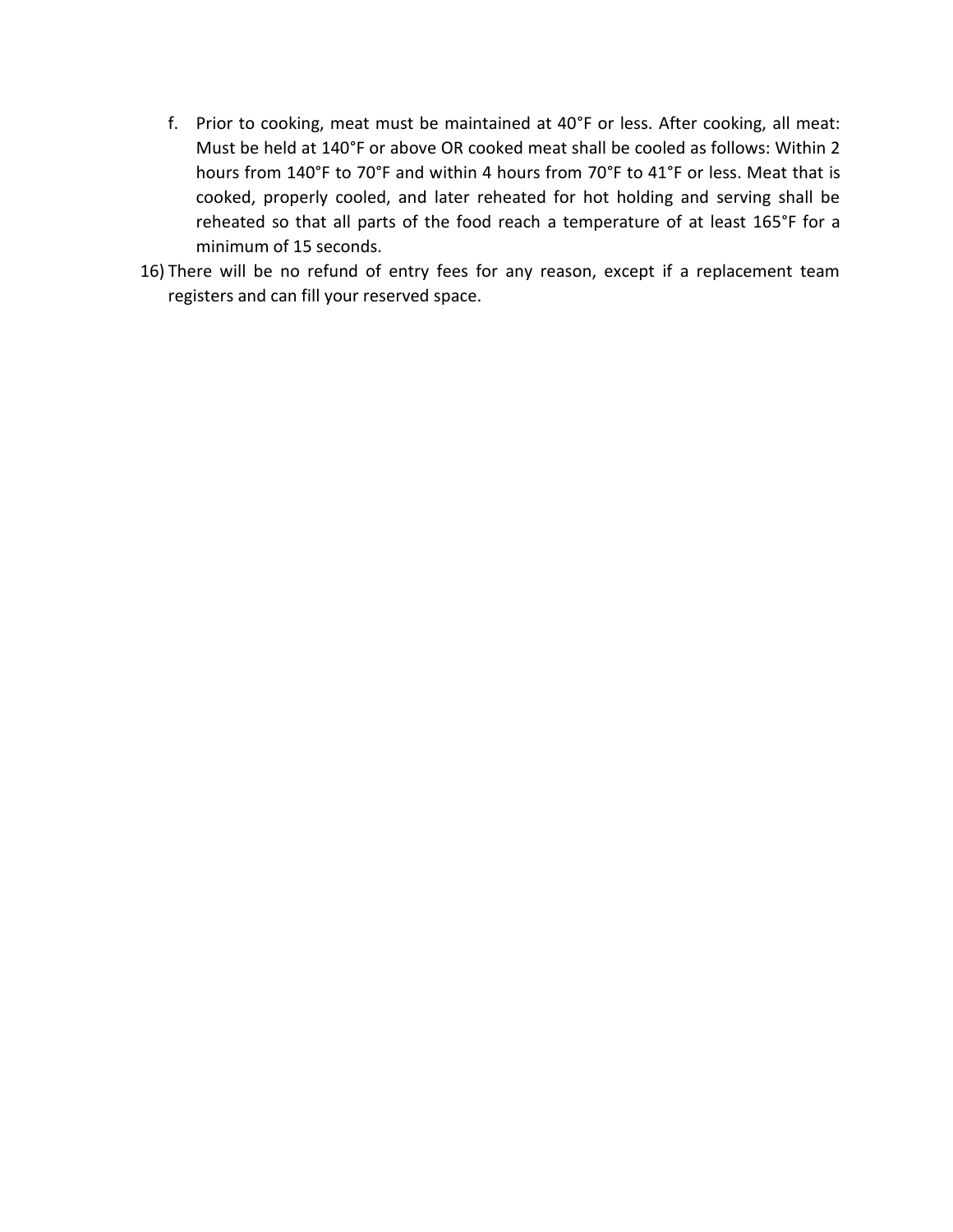f. Prior to cooking, meat must be maintained at 40°F or less. After cooking, all meat: Must be held at 140°F or above OR cooked meat shall be cooled as follows: Within 2 hours from 140°F to 70°F and within 4 hours from 70°F to 41°F or less. Meat that is cooked, properly cooled, and later reheated for hot holding and serving shall be reheated so that all parts of the food reach a temperature of at least 165°F for a minimum of 15 seconds.

16) There will be no refund of entry fees for any reason, except if a replacement team registers and can fill your reserved space.